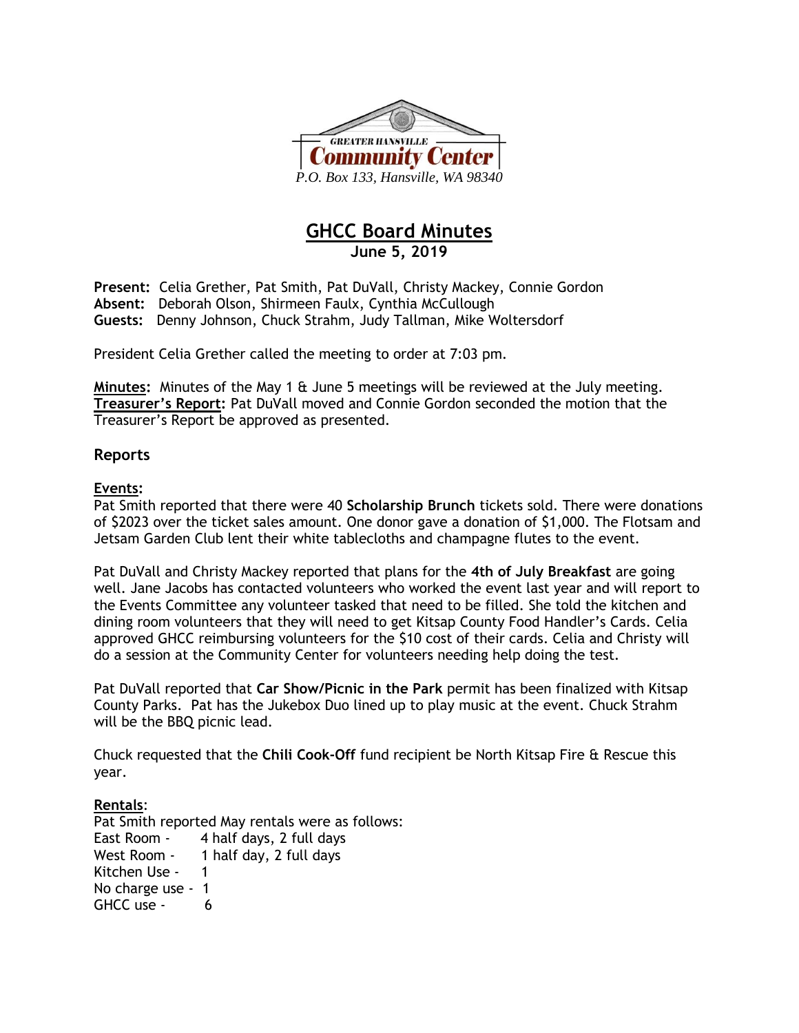GREATER HANSVILLE

**Community Center**

*P.O. Box 133, Hansville, WA 98340*

# GHCC Board Minutes

**June 5, 2019**

**Present:** Celia Grether, Pat Smith, Pat DuVall, Christy Mackey, Connie Gordon
**Absent:** Deborah Olson, Shirmeen Faulx, Cynthia McCullough
**Guests:** Denny Johnson, Chuck Strahm, Judy Tallman, Mike Woltersdorf

President Celia Grether called the meeting to order at 7:03 pm.

**Minutes:** Minutes of the May 1 & June 5 meetings will be reviewed at the July meeting.
**Treasurer's Report:** Pat DuVall moved and Connie Gordon seconded the motion that the Treasurer's Report be approved as presented.

## Reports

**Events:**
Pat Smith reported that there were 40 **Scholarship Brunch** tickets sold. There were donations of $2023 over the ticket sales amount. One donor gave a donation of $1,000. The Flotsam and Jetsam Garden Club lent their white tablecloths and champagne flutes to the event.

Pat DuVall and Christy Mackey reported that plans for the **4th of July Breakfast** are going well. Jane Jacobs has contacted volunteers who worked the event last year and will report to the Events Committee any volunteer tasked that need to be filled. She told the kitchen and dining room volunteers that they will need to get Kitsap County Food Handler's Cards. Celia approved GHCC reimbursing volunteers for the $10 cost of their cards. Celia and Christy will do a session at the Community Center for volunteers needing help doing the test.

Pat DuVall reported that **Car Show/Picnic in the Park** permit has been finalized with Kitsap County Parks. Pat has the Jukebox Duo lined up to play music at the event. Chuck Strahm will be the BBQ picnic lead.

Chuck requested that the **Chili Cook-Off** fund recipient be North Kitsap Fire & Rescue this year.

**Rentals**:
Pat Smith reported May rentals were as follows:
East Room - 4 half days, 2 full days
West Room - 1 half day, 2 full days
Kitchen Use - 1
No charge use - 1
GHCC use - 6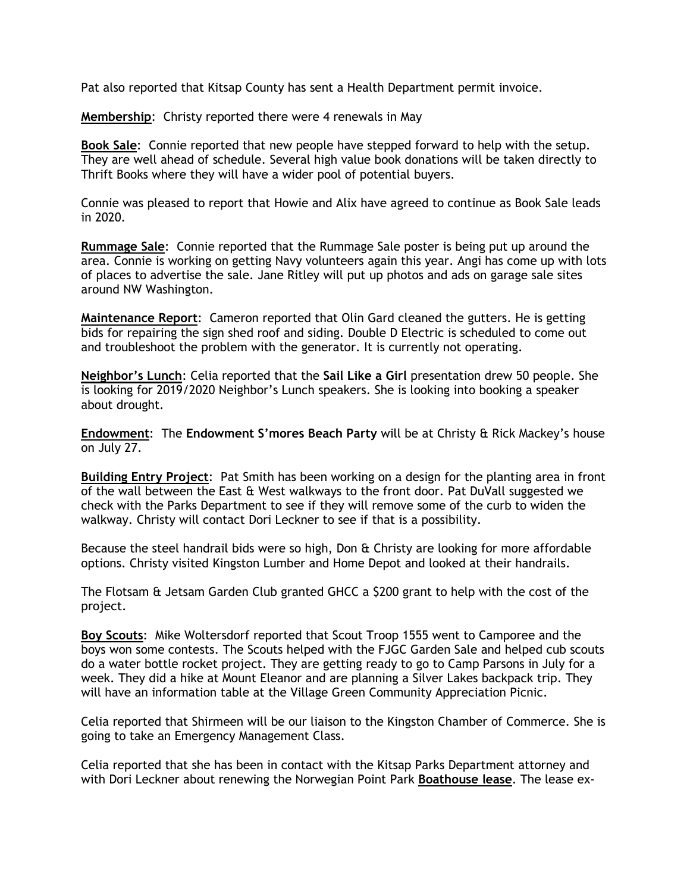Pat also reported that Kitsap County has sent a Health Department permit invoice.

**Membership**: Christy reported there were 4 renewals in May

**Book Sale**: Connie reported that new people have stepped forward to help with the setup. They are well ahead of schedule. Several high value book donations will be taken directly to Thrift Books where they will have a wider pool of potential buyers.

Connie was pleased to report that Howie and Alix have agreed to continue as Book Sale leads in 2020.

**Rummage Sale**: Connie reported that the Rummage Sale poster is being put up around the area. Connie is working on getting Navy volunteers again this year. Angi has come up with lots of places to advertise the sale. Jane Ritley will put up photos and ads on garage sale sites around NW Washington.

**Maintenance Report**: Cameron reported that Olin Gard cleaned the gutters. He is getting bids for repairing the sign shed roof and siding. Double D Electric is scheduled to come out and troubleshoot the problem with the generator. It is currently not operating.

**Neighbor's Lunch**: Celia reported that the **Sail Like a Girl** presentation drew 50 people. She is looking for 2019/2020 Neighbor's Lunch speakers. She is looking into booking a speaker about drought.

**Endowment**: The **Endowment S'mores Beach Party** will be at Christy & Rick Mackey's house on July 27.

**Building Entry Project**: Pat Smith has been working on a design for the planting area in front of the wall between the East & West walkways to the front door. Pat DuVall suggested we check with the Parks Department to see if they will remove some of the curb to widen the walkway. Christy will contact Dori Leckner to see if that is a possibility.

Because the steel handrail bids were so high, Don & Christy are looking for more affordable options. Christy visited Kingston Lumber and Home Depot and looked at their handrails.

The Flotsam & Jetsam Garden Club granted GHCC a $200 grant to help with the cost of the project.

**Boy Scouts**: Mike Woltersdorf reported that Scout Troop 1555 went to Camporee and the boys won some contests. The Scouts helped with the FJGC Garden Sale and helped cub scouts do a water bottle rocket project. They are getting ready to go to Camp Parsons in July for a week. They did a hike at Mount Eleanor and are planning a Silver Lakes backpack trip. They will have an information table at the Village Green Community Appreciation Picnic.

Celia reported that Shirmeen will be our liaison to the Kingston Chamber of Commerce. She is going to take an Emergency Management Class.

Celia reported that she has been in contact with the Kitsap Parks Department attorney and with Dori Leckner about renewing the Norwegian Point Park **Boathouse lease**. The lease ex-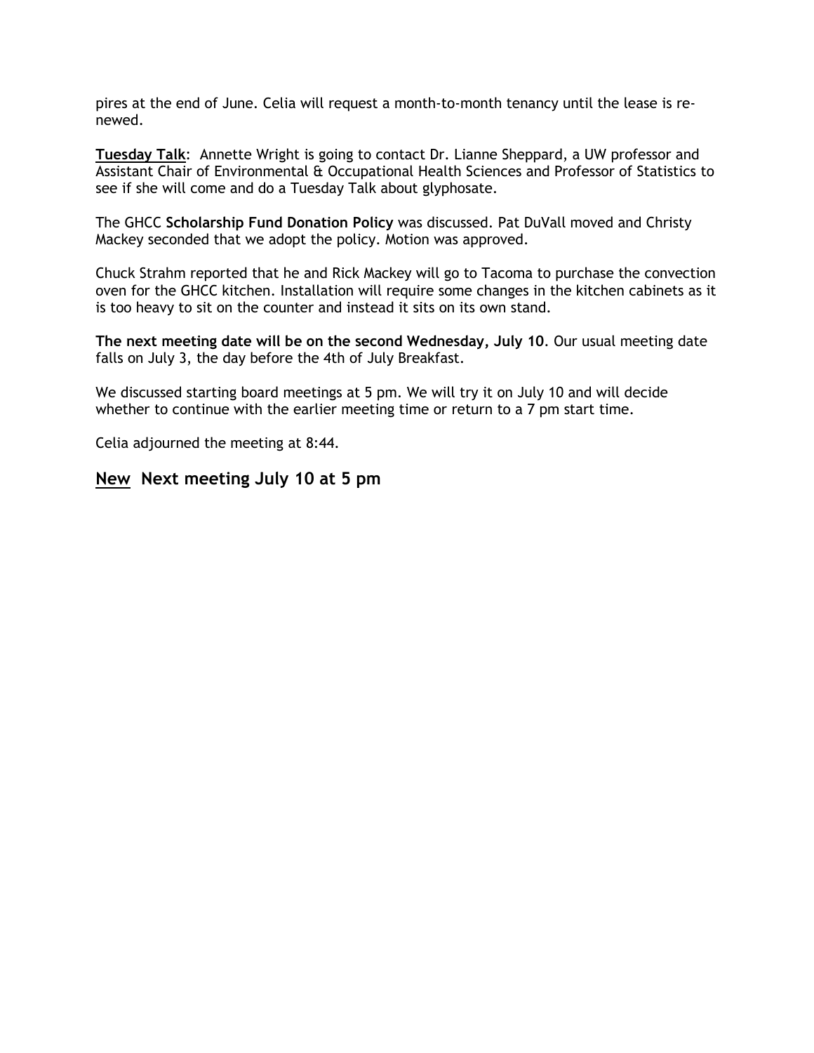pires at the end of June. Celia will request a month-to-month tenancy until the lease is re-newed.

**Tuesday Talk**: Annette Wright is going to contact Dr. Lianne Sheppard, a UW professor and Assistant Chair of Environmental & Occupational Health Sciences and Professor of Statistics to see if she will come and do a Tuesday Talk about glyphosate.

The GHCC **Scholarship Fund Donation Policy** was discussed. Pat DuVall moved and Christy Mackey seconded that we adopt the policy. Motion was approved.

Chuck Strahm reported that he and Rick Mackey will go to Tacoma to purchase the convection oven for the GHCC kitchen. Installation will require some changes in the kitchen cabinets as it is too heavy to sit on the counter and instead it sits on its own stand.

**The next meeting date will be on the second Wednesday, July 10**. Our usual meeting date falls on July 3, the day before the 4th of July Breakfast.

We discussed starting board meetings at 5 pm. We will try it on July 10 and will decide whether to continue with the earlier meeting time or return to a 7 pm start time.

Celia adjourned the meeting at 8:44.

## New Next meeting July 10 at 5 pm